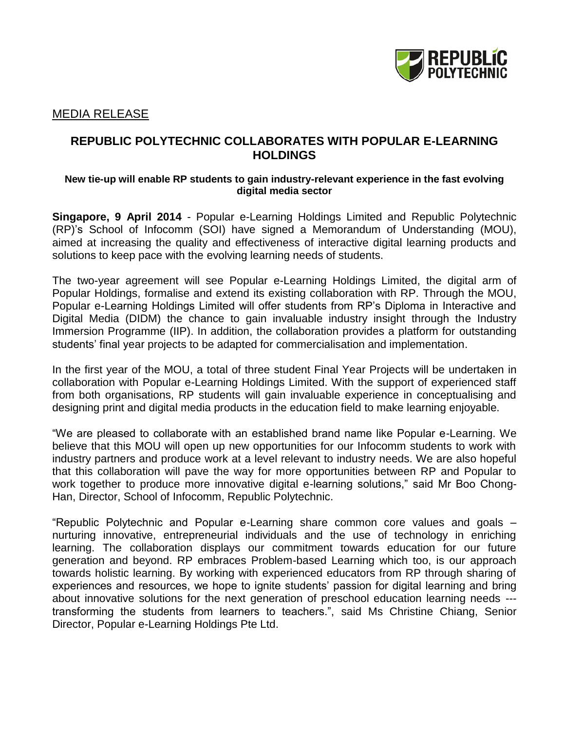MEDIA RELEASE

# REPUBLIC POLYTECHNIC COLLABORATES WITH POPULAR E-LEARNING HOLDINGS

**New tie-up will enable RP students to gain industry-relevant experience in the fast evolving digital media sector**

**Singapore, 9 April 2014** - Popular e-Learning Holdings Limited and Republic Polytechnic (RP)'s School of Infocomm (SOI) have signed a Memorandum of Understanding (MOU), aimed at increasing the quality and effectiveness of interactive digital learning products and solutions to keep pace with the evolving learning needs of students.

The two-year agreement will see Popular e-Learning Holdings Limited, the digital arm of Popular Holdings, formalise and extend its existing collaboration with RP. Through the MOU, Popular e-Learning Holdings Limited will offer students from RP's Diploma in Interactive and Digital Media (DIDM) the chance to gain invaluable industry insight through the Industry Immersion Programme (IIP). In addition, the collaboration provides a platform for outstanding students' final year projects to be adapted for commercialisation and implementation.

In the first year of the MOU, a total of three student Final Year Projects will be undertaken in collaboration with Popular e-Learning Holdings Limited. With the support of experienced staff from both organisations, RP students will gain invaluable experience in conceptualising and designing print and digital media products in the education field to make learning enjoyable.

"We are pleased to collaborate with an established brand name like Popular e-Learning. We believe that this MOU will open up new opportunities for our Infocomm students to work with industry partners and produce work at a level relevant to industry needs. We are also hopeful that this collaboration will pave the way for more opportunities between RP and Popular to work together to produce more innovative digital e-learning solutions," said Mr Boo Chong-Han, Director, School of Infocomm, Republic Polytechnic.

"Republic Polytechnic and Popular e-Learning share common core values and goals – nurturing innovative, entrepreneurial individuals and the use of technology in enriching learning. The collaboration displays our commitment towards education for our future generation and beyond. RP embraces Problem-based Learning which too, is our approach towards holistic learning. By working with experienced educators from RP through sharing of experiences and resources, we hope to ignite students' passion for digital learning and bring about innovative solutions for the next generation of preschool education learning needs --- transforming the students from learners to teachers.", said Ms Christine Chiang, Senior Director, Popular e-Learning Holdings Pte Ltd.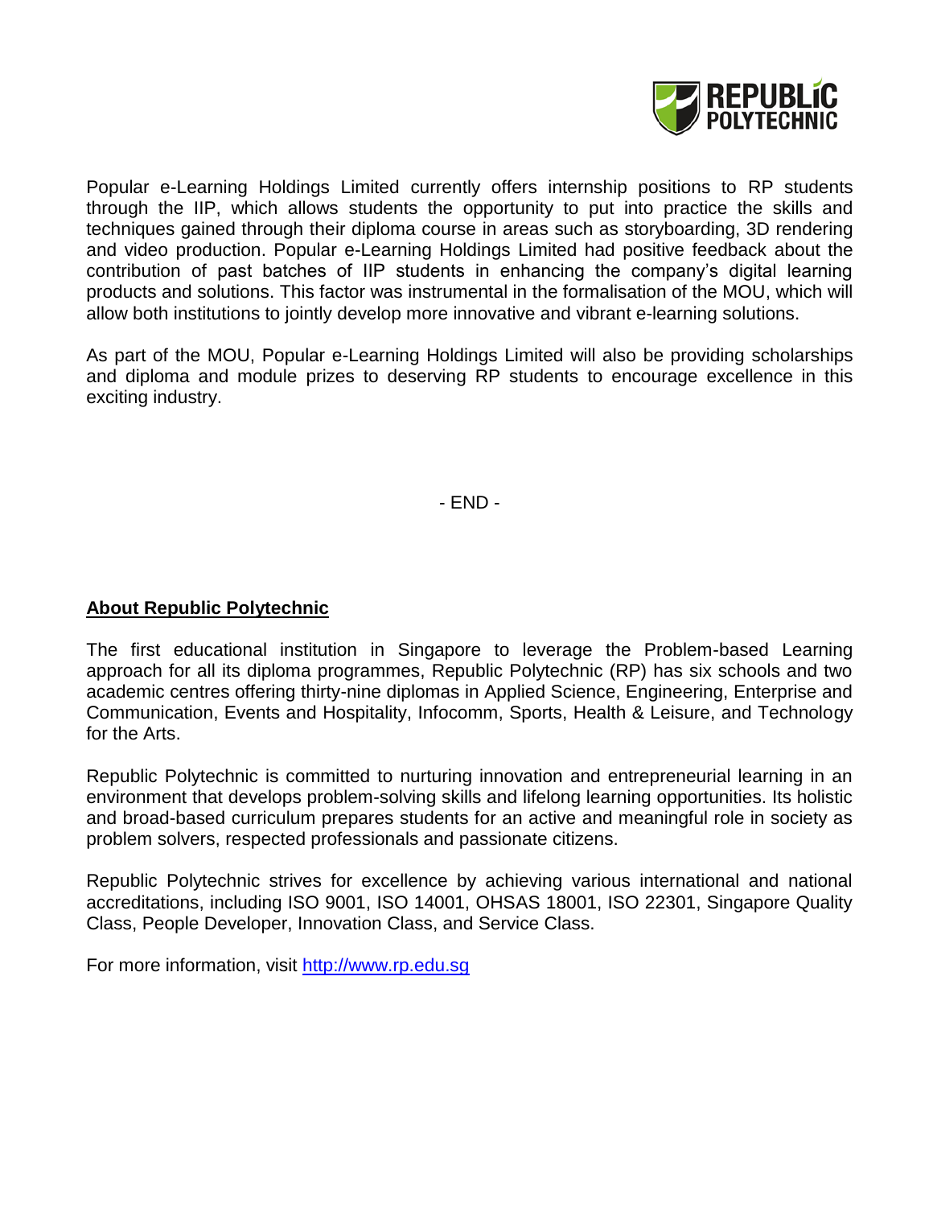Popular e-Learning Holdings Limited currently offers internship positions to RP students through the IIP, which allows students the opportunity to put into practice the skills and techniques gained through their diploma course in areas such as storyboarding, 3D rendering and video production. Popular e-Learning Holdings Limited had positive feedback about the contribution of past batches of IIP students in enhancing the company's digital learning products and solutions. This factor was instrumental in the formalisation of the MOU, which will allow both institutions to jointly develop more innovative and vibrant e-learning solutions.

As part of the MOU, Popular e-Learning Holdings Limited will also be providing scholarships and diploma and module prizes to deserving RP students to encourage excellence in this exciting industry.

- END -

**About Republic Polytechnic**

The first educational institution in Singapore to leverage the Problem-based Learning approach for all its diploma programmes, Republic Polytechnic (RP) has six schools and two academic centres offering thirty-nine diplomas in Applied Science, Engineering, Enterprise and Communication, Events and Hospitality, Infocomm, Sports, Health & Leisure, and Technology for the Arts.

Republic Polytechnic is committed to nurturing innovation and entrepreneurial learning in an environment that develops problem-solving skills and lifelong learning opportunities. Its holistic and broad-based curriculum prepares students for an active and meaningful role in society as problem solvers, respected professionals and passionate citizens.

Republic Polytechnic strives for excellence by achieving various international and national accreditations, including ISO 9001, ISO 14001, OHSAS 18001, ISO 22301, Singapore Quality Class, People Developer, Innovation Class, and Service Class.

For more information, visit http://www.rp.edu.sg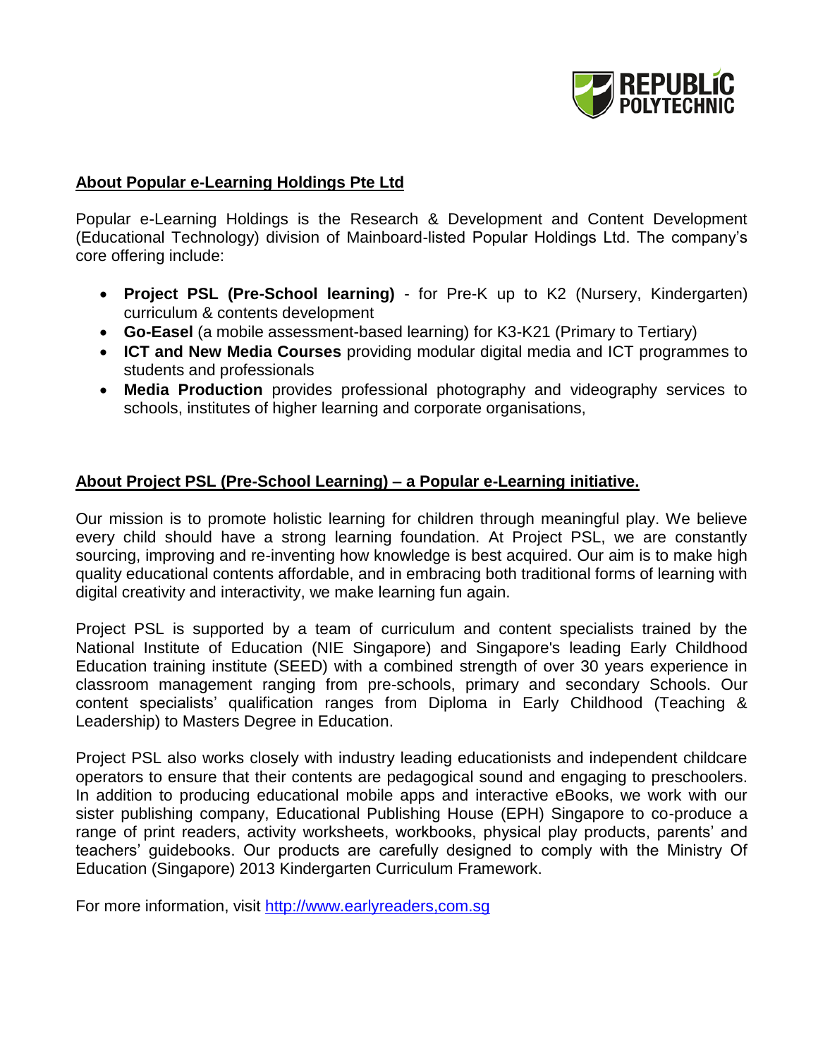## About Popular e-Learning Holdings Pte Ltd

Popular e-Learning Holdings is the Research & Development and Content Development (Educational Technology) division of Mainboard-listed Popular Holdings Ltd. The company's core offering include:

- **Project PSL (Pre-School learning)** - for Pre-K up to K2 (Nursery, Kindergarten) curriculum & contents development
- **Go-Easel** (a mobile assessment-based learning) for K3-K21 (Primary to Tertiary)
- **ICT and New Media Courses** providing modular digital media and ICT programmes to students and professionals
- **Media Production** provides professional photography and videography services to schools, institutes of higher learning and corporate organisations,

## About Project PSL (Pre-School Learning) – a Popular e-Learning initiative.

Our mission is to promote holistic learning for children through meaningful play. We believe every child should have a strong learning foundation. At Project PSL, we are constantly sourcing, improving and re-inventing how knowledge is best acquired. Our aim is to make high quality educational contents affordable, and in embracing both traditional forms of learning with digital creativity and interactivity, we make learning fun again.

Project PSL is supported by a team of curriculum and content specialists trained by the National Institute of Education (NIE Singapore) and Singapore's leading Early Childhood Education training institute (SEED) with a combined strength of over 30 years experience in classroom management ranging from pre-schools, primary and secondary Schools. Our content specialists' qualification ranges from Diploma in Early Childhood (Teaching & Leadership) to Masters Degree in Education.

Project PSL also works closely with industry leading educationists and independent childcare operators to ensure that their contents are pedagogical sound and engaging to preschoolers. In addition to producing educational mobile apps and interactive eBooks, we work with our sister publishing company, Educational Publishing House (EPH) Singapore to co-produce a range of print readers, activity worksheets, workbooks, physical play products, parents' and teachers' guidebooks. Our products are carefully designed to comply with the Ministry Of Education (Singapore) 2013 Kindergarten Curriculum Framework.

For more information, visit http://www.earlyreaders,com.sg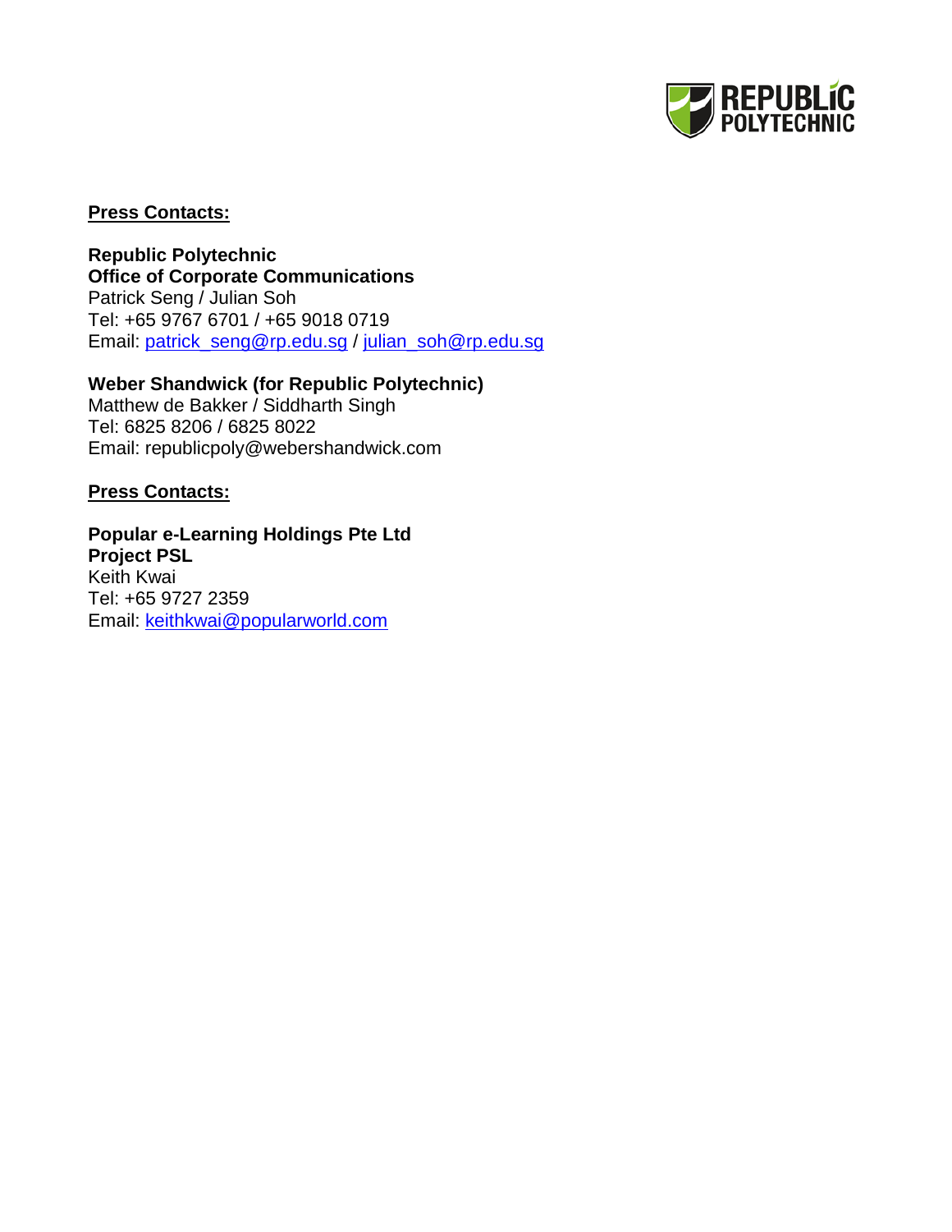**Press Contacts:**

**Republic Polytechnic**
**Office of Corporate Communications**
Patrick Seng / Julian Soh
Tel: +65 9767 6701 / +65 9018 0719
Email: patrick_seng@rp.edu.sg / julian_soh@rp.edu.sg

**Weber Shandwick (for Republic Polytechnic)**
Matthew de Bakker / Siddharth Singh
Tel: 6825 8206 / 6825 8022
Email: republicpoly@webershandwick.com

**Press Contacts:**

**Popular e-Learning Holdings Pte Ltd**
**Project PSL**
Keith Kwai
Tel: +65 9727 2359
Email: keithkwai@popularworld.com